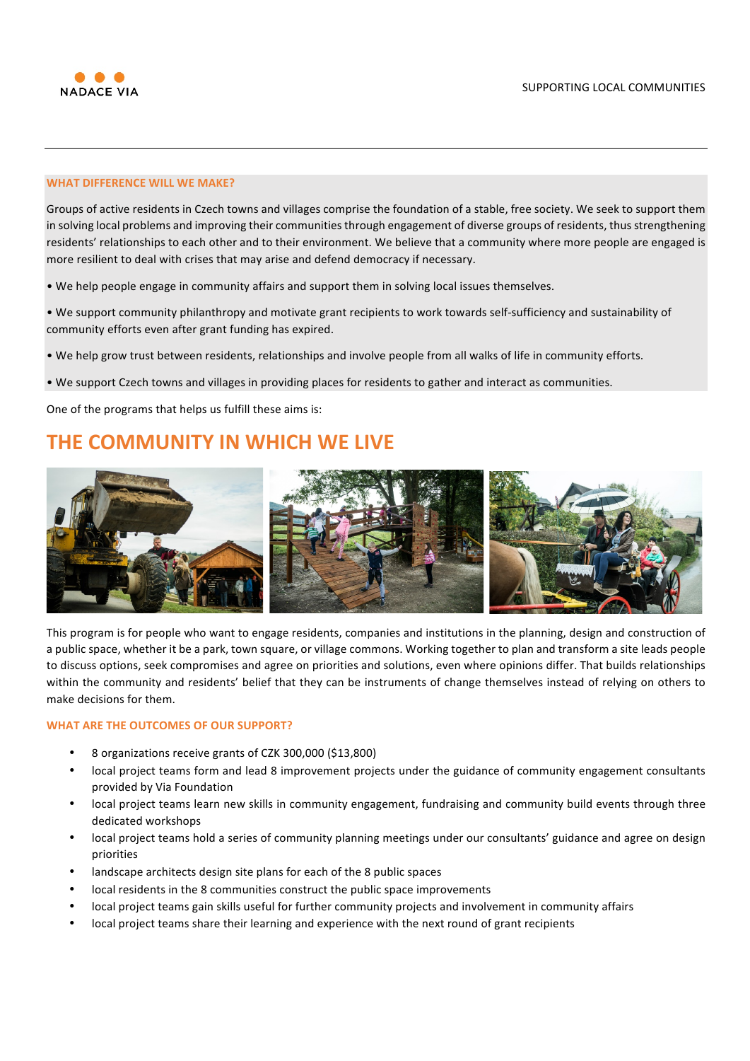NADACE VIA

SUPPORTING LOCAL COMMUNITIES

#### WHAT DIFFERENCE WILL WE MAKE?

Groups of active residents in Czech towns and villages comprise the foundation of a stable, free society. We seek to support them in solving local problems and improving their communities through engagement of diverse groups of residents, thus strengthening residents' relationships to each other and to their environment. We believe that a community where more people are engaged is more resilient to deal with crises that may arise and defend democracy if necessary.

- We help people engage in community affairs and support them in solving local issues themselves.
- We support community philanthropy and motivate grant recipients to work towards self-sufficiency and sustainability of community efforts even after grant funding has expired.
- We help grow trust between residents, relationships and involve people from all walks of life in community efforts.
- We support Czech towns and villages in providing places for residents to gather and interact as communities.

One of the programs that helps us fulfill these aims is:

# THE COMMUNITY IN WHICH WE LIVE

This program is for people who want to engage residents, companies and institutions in the planning, design and construction of a public space, whether it be a park, town square, or village commons. Working together to plan and transform a site leads people to discuss options, seek compromises and agree on priorities and solutions, even where opinions differ. That builds relationships within the community and residents' belief that they can be instruments of change themselves instead of relying on others to make decisions for them.

#### WHAT ARE THE OUTCOMES OF OUR SUPPORT?

- 8 organizations receive grants of CZK 300,000 ($13,800)
- local project teams form and lead 8 improvement projects under the guidance of community engagement consultants provided by Via Foundation
- local project teams learn new skills in community engagement, fundraising and community build events through three dedicated workshops
- local project teams hold a series of community planning meetings under our consultants' guidance and agree on design priorities
- landscape architects design site plans for each of the 8 public spaces
- local residents in the 8 communities construct the public space improvements
- local project teams gain skills useful for further community projects and involvement in community affairs
- local project teams share their learning and experience with the next round of grant recipients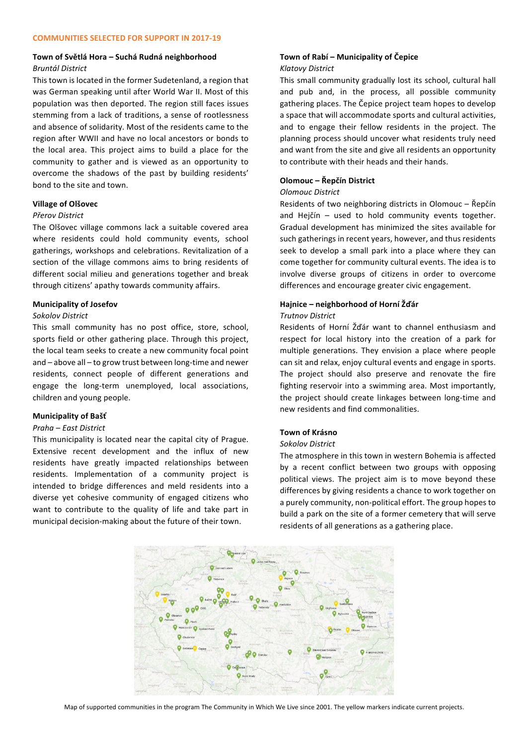## COMMUNITIES SELECTED FOR SUPPORT IN 2017-19

### Town of Světlá Hora – Suchá Rudná neighborhood

*Bruntál District*

This town is located in the former Sudetenland, a region that was German speaking until after World War II. Most of this population was then deported. The region still faces issues stemming from a lack of traditions, a sense of rootlessness and absence of solidarity. Most of the residents came to the region after WWII and have no local ancestors or bonds to the local area. This project aims to build a place for the community to gather and is viewed as an opportunity to overcome the shadows of the past by building residents' bond to the site and town.

### Village of Olšovec

*Přerov District*

The Olšovec village commons lack a suitable covered area where residents could hold community events, school gatherings, workshops and celebrations. Revitalization of a section of the village commons aims to bring residents of different social milieu and generations together and break through citizens' apathy towards community affairs.

### Municipality of Josefov

*Sokolov District*

This small community has no post office, store, school, sports field or other gathering place. Through this project, the local team seeks to create a new community focal point and – above all – to grow trust between long-time and newer residents, connect people of different generations and engage the long-term unemployed, local associations, children and young people.

### Municipality of Bašť

*Praha – East District*

This municipality is located near the capital city of Prague. Extensive recent development and the influx of new residents have greatly impacted relationships between residents. Implementation of a community project is intended to bridge differences and meld residents into a diverse yet cohesive community of engaged citizens who want to contribute to the quality of life and take part in municipal decision-making about the future of their town.

### Town of Rabí – Municipality of Čepice

*Klatovy District*

This small community gradually lost its school, cultural hall and pub and, in the process, all possible community gathering places. The Čepice project team hopes to develop a space that will accommodate sports and cultural activities, and to engage their fellow residents in the project. The planning process should uncover what residents truly need and want from the site and give all residents an opportunity to contribute with their heads and their hands.

### Olomouc – Řepčín District

*Olomouc District*

Residents of two neighboring districts in Olomouc – Řepčín and Hejčín – used to hold community events together. Gradual development has minimized the sites available for such gatherings in recent years, however, and thus residents seek to develop a small park into a place where they can come together for community cultural events. The idea is to involve diverse groups of citizens in order to overcome differences and encourage greater civic engagement.

### Hajnice – neighborhood of Horní Žďár

*Trutnov District*

Residents of Horní Žďár want to channel enthusiasm and respect for local history into the creation of a park for multiple generations. They envision a place where people can sit and relax, enjoy cultural events and engage in sports. The project should also preserve and renovate the fire fighting reservoir into a swimming area. Most importantly, the project should create linkages between long-time and new residents and find commonalities.

### Town of Krásno

*Sokolov District*

The atmosphere in this town in western Bohemia is affected by a recent conflict between two groups with opposing political views. The project aim is to move beyond these differences by giving residents a chance to work together on a purely community, non-political effort. The group hopes to build a park on the site of a former cemetery that will serve residents of all generations as a gathering place.

Map of supported communities in the program The Community in Which We Live since 2001. The yellow markers indicate current projects.